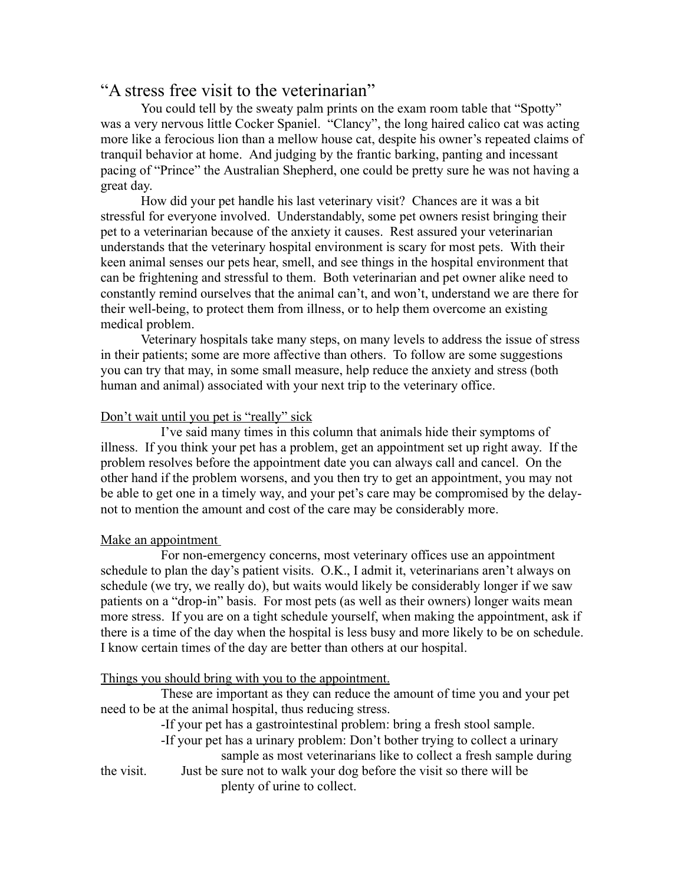# "A stress free visit to the veterinarian"

You could tell by the sweaty palm prints on the exam room table that "Spotty" was a very nervous little Cocker Spaniel. "Clancy", the long haired calico cat was acting more like a ferocious lion than a mellow house cat, despite his owner's repeated claims of tranquil behavior at home. And judging by the frantic barking, panting and incessant pacing of "Prince" the Australian Shepherd, one could be pretty sure he was not having a great day.

How did your pet handle his last veterinary visit? Chances are it was a bit stressful for everyone involved. Understandably, some pet owners resist bringing their pet to a veterinarian because of the anxiety it causes. Rest assured your veterinarian understands that the veterinary hospital environment is scary for most pets. With their keen animal senses our pets hear, smell, and see things in the hospital environment that can be frightening and stressful to them. Both veterinarian and pet owner alike need to constantly remind ourselves that the animal can't, and won't, understand we are there for their well-being, to protect them from illness, or to help them overcome an existing medical problem.

Veterinary hospitals take many steps, on many levels to address the issue of stress in their patients; some are more affective than others. To follow are some suggestions you can try that may, in some small measure, help reduce the anxiety and stress (both human and animal) associated with your next trip to the veterinary office.

<u>Don't wait until you pet is "really" sick</u>

I've said many times in this column that animals hide their symptoms of illness. If you think your pet has a problem, get an appointment set up right away. If the problem resolves before the appointment date you can always call and cancel. On the other hand if the problem worsens, and you then try to get an appointment, you may not be able to get one in a timely way, and your pet's care may be compromised by the delay- not to mention the amount and cost of the care may be considerably more.

<u>Make an appointment</u>

For non-emergency concerns, most veterinary offices use an appointment schedule to plan the day's patient visits. O.K., I admit it, veterinarians aren't always on schedule (we try, we really do), but waits would likely be considerably longer if we saw patients on a "drop-in" basis. For most pets (as well as their owners) longer waits mean more stress. If you are on a tight schedule yourself, when making the appointment, ask if there is a time of the day when the hospital is less busy and more likely to be on schedule. I know certain times of the day are better than others at our hospital.

<u>Things you should bring with you to the appointment.</u>

These are important as they can reduce the amount of time you and your pet need to be at the animal hospital, thus reducing stress.

- If your pet has a gastrointestinal problem: bring a fresh stool sample.
- If your pet has a urinary problem: Don't bother trying to collect a urinary sample as most veterinarians like to collect a fresh sample during the visit. Just be sure not to walk your dog before the visit so there will be plenty of urine to collect.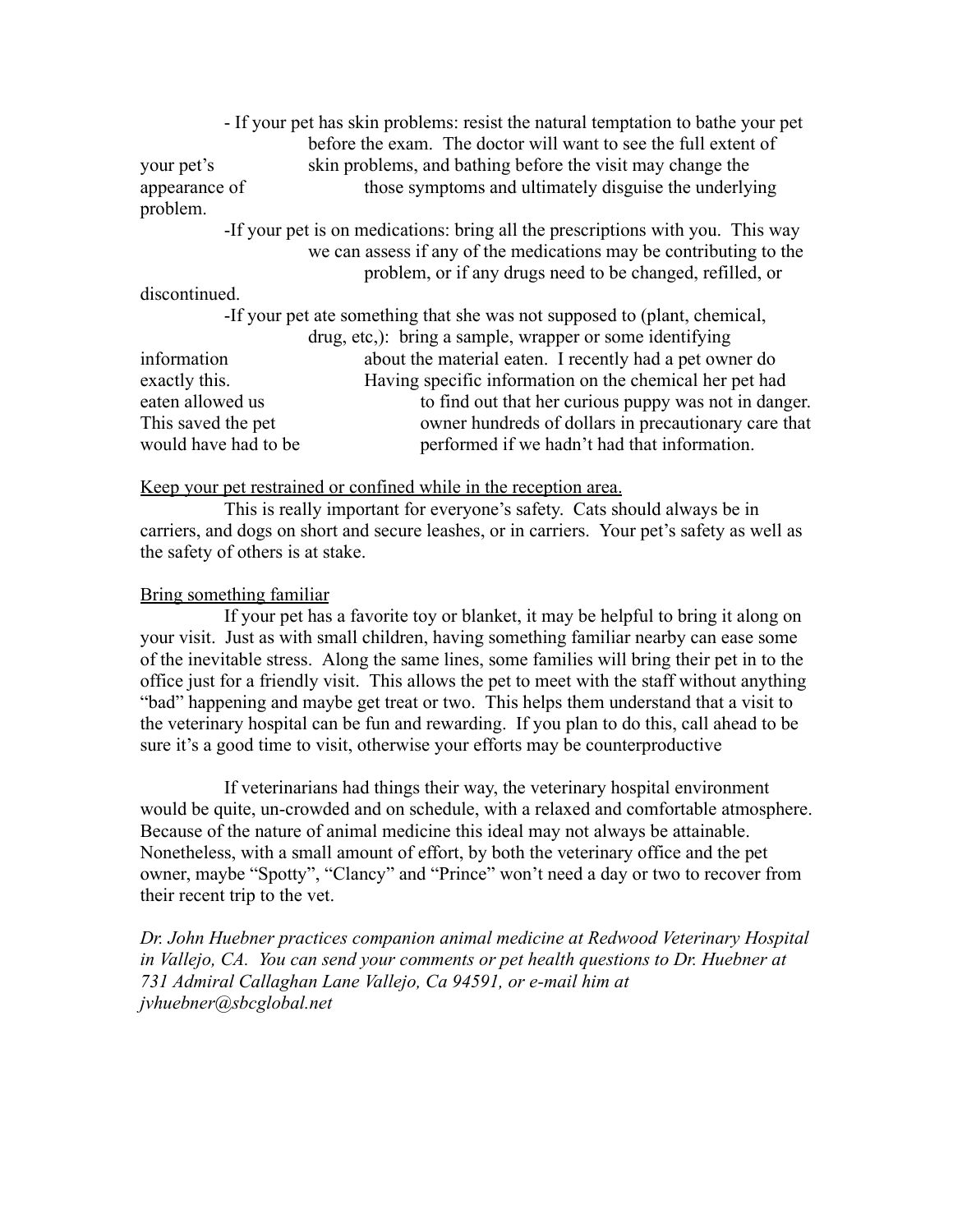- If your pet has skin problems: resist the natural temptation to bathe your pet before the exam. The doctor will want to see the full extent of your pet's skin problems, and bathing before the visit may change the appearance of those symptoms and ultimately disguise the underlying problem.

-If your pet is on medications: bring all the prescriptions with you. This way we can assess if any of the medications may be contributing to the problem, or if any drugs need to be changed, refilled, or discontinued.

-If your pet ate something that she was not supposed to (plant, chemical, drug, etc,): bring a sample, wrapper or some identifying information about the material eaten. I recently had a pet owner do exactly this. Having specific information on the chemical her pet had eaten allowed us to find out that her curious puppy was not in danger. This saved the pet owner hundreds of dollars in precautionary care that would have had to be performed if we hadn't had that information.

<u>Keep your pet restrained or confined while in the reception area.</u>

This is really important for everyone's safety. Cats should always be in carriers, and dogs on short and secure leashes, or in carriers. Your pet's safety as well as the safety of others is at stake.

<u>Bring something familiar</u>

If your pet has a favorite toy or blanket, it may be helpful to bring it along on your visit. Just as with small children, having something familiar nearby can ease some of the inevitable stress. Along the same lines, some families will bring their pet in to the office just for a friendly visit. This allows the pet to meet with the staff without anything "bad" happening and maybe get treat or two. This helps them understand that a visit to the veterinary hospital can be fun and rewarding. If you plan to do this, call ahead to be sure it's a good time to visit, otherwise your efforts may be counterproductive

If veterinarians had things their way, the veterinary hospital environment would be quite, un-crowded and on schedule, with a relaxed and comfortable atmosphere. Because of the nature of animal medicine this ideal may not always be attainable. Nonetheless, with a small amount of effort, by both the veterinary office and the pet owner, maybe "Spotty", "Clancy" and "Prince" won't need a day or two to recover from their recent trip to the vet.

*Dr. John Huebner practices companion animal medicine at Redwood Veterinary Hospital in Vallejo, CA. You can send your comments or pet health questions to Dr. Huebner at 731 Admiral Callaghan Lane Vallejo, Ca 94591, or e-mail him at jvhuebner@sbcglobal.net*